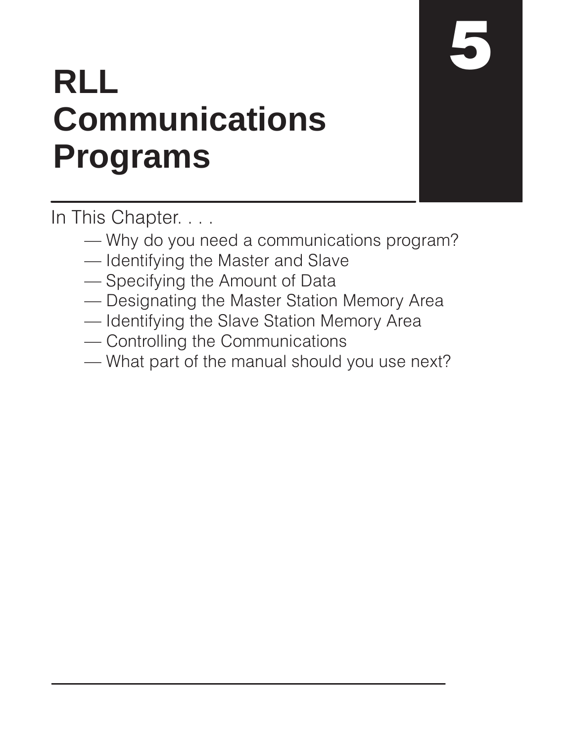# 5

# RLL Communications Programs

In This Chapter. . . .

- — Why do you need a communications program?
- — Identifying the Master and Slave
- — Specifying the Amount of Data
- — Designating the Master Station Memory Area
- — Identifying the Slave Station Memory Area
- — Controlling the Communications
- — What part of the manual should you use next?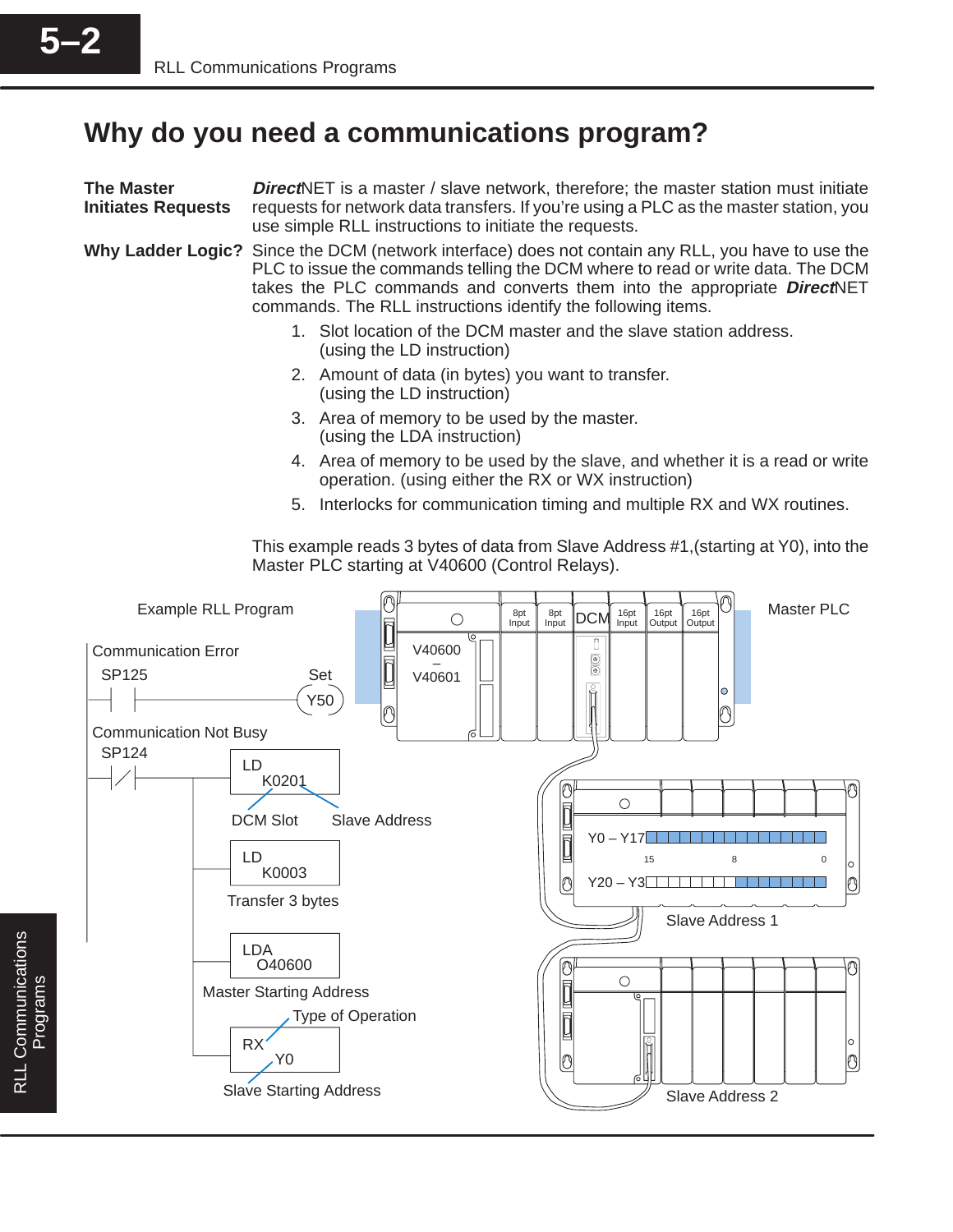# Why do you need a communications program?

**The Master Initiates Requests**

***Direct*NET** is a master / slave network, therefore; the master station must initiate requests for network data transfers. If you're using a PLC as the master station, you use simple RLL instructions to initiate the requests.

**Why Ladder Logic?**

Since the DCM (network interface) does not contain any RLL, you have to use the PLC to issue the commands telling the DCM where to read or write data. The DCM takes the PLC commands and converts them into the appropriate ***Direct*NET** commands. The RLL instructions identify the following items.

1. Slot location of the DCM master and the slave station address. (using the LD instruction)
2. Amount of data (in bytes) you want to transfer. (using the LD instruction)
3. Area of memory to be used by the master. (using the LDA instruction)
4. Area of memory to be used by the slave, and whether it is a read or write operation. (using either the RX or WX instruction)
5. Interlocks for communication timing and multiple RX and WX routines.

This example reads 3 bytes of data from Slave Address #1,(starting at Y0), into the Master PLC starting at V40600 (Control Relays).

Example RLL Program

Communication Error
SP125 — Set Y50

Communication Not Busy
SP124

LD K0201 — DCM Slot, Slave Address

LD K0003 — Transfer 3 bytes

LDA O40600 — Master Starting Address

RX Y0 — Type of Operation, Slave Starting Address

Master PLC: V40600 – V40601; 8pt Input, 8pt Input, DCM, 16pt Input, 16pt Output, 16pt Output

Slave Address 1: Y0 – Y17, Y20 – Y37 (15, 8, 0)

Slave Address 2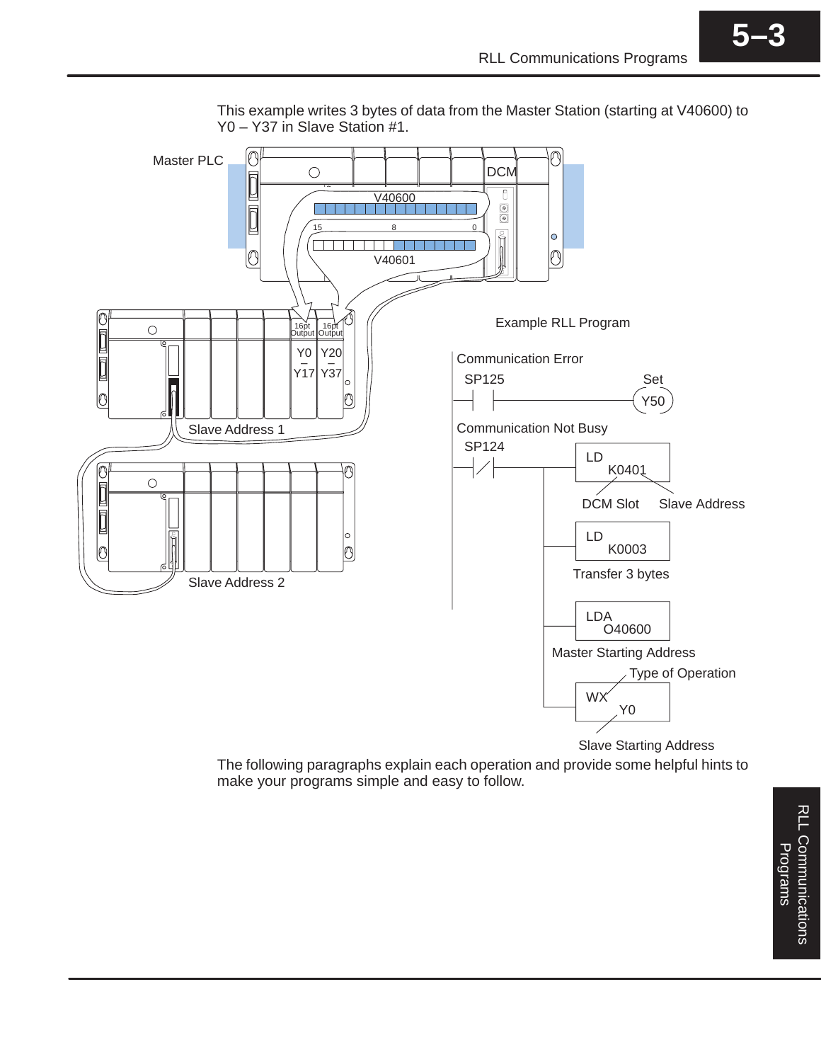This example writes 3 bytes of data from the Master Station (starting at V40600) to Y0 – Y37 in Slave Station #1.

Master PLC

DCM

V40600

15 8 0

V40601

16pt Output | 16pt Output

Y0 – Y17 | Y20 – Y37

Slave Address 1

Slave Address 2

Example RLL Program

Communication Error

SP125 — Set Y50

Communication Not Busy

SP124

```
LD
  K0401
```

DCM Slot    Slave Address

```
LD
  K0003
```

Transfer 3 bytes

```
LDA
  O40600
```

Master Starting Address

Type of Operation

```
WX
  Y0
```

Slave Starting Address

The following paragraphs explain each operation and provide some helpful hints to make your programs simple and easy to follow.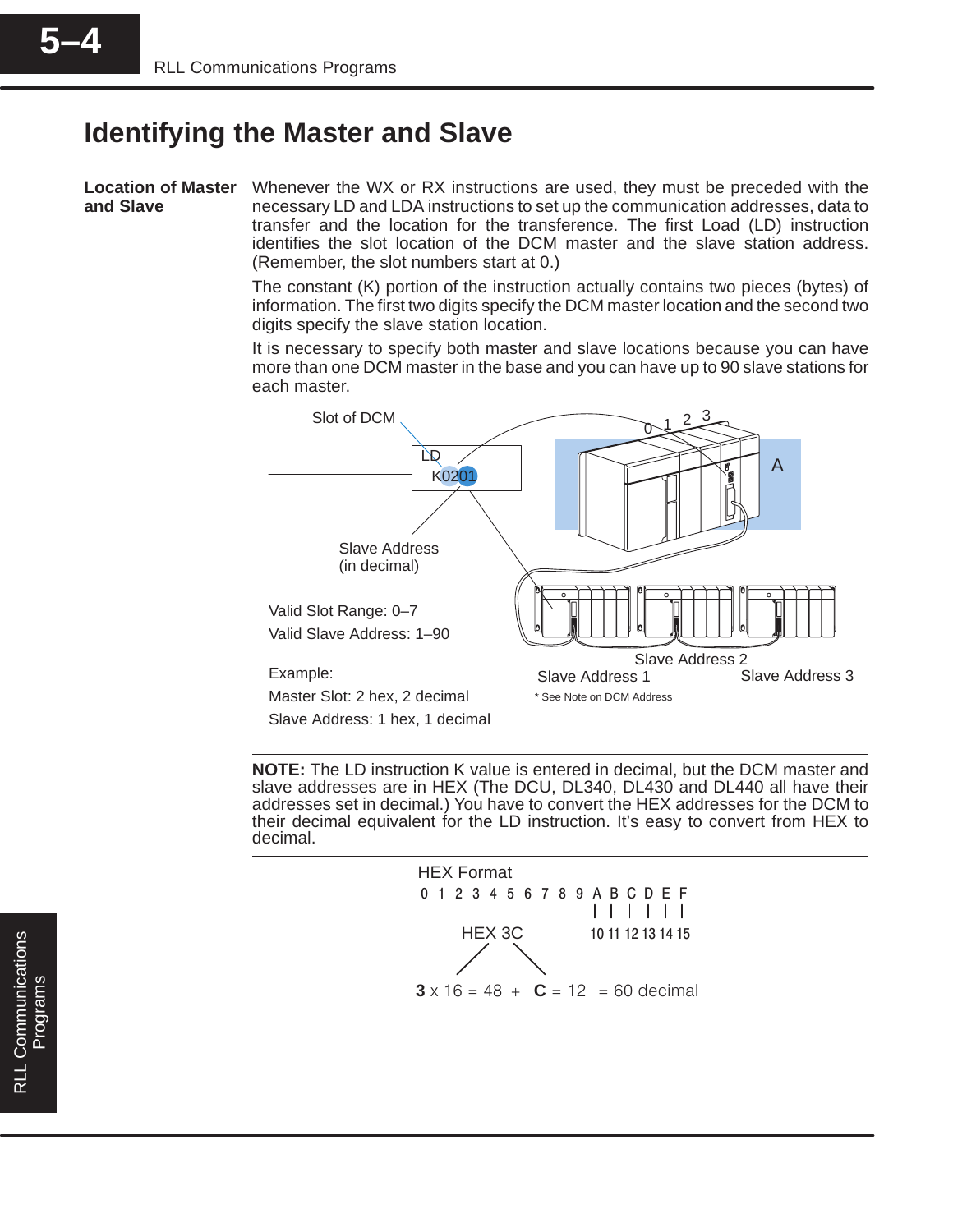# Identifying the Master and Slave

**Location of Master and Slave**

Whenever the WX or RX instructions are used, they must be preceded with the necessary LD and LDA instructions to set up the communication addresses, data to transfer and the location for the transference. The first Load (LD) instruction identifies the slot location of the DCM master and the slave station address. (Remember, the slot numbers start at 0.)

The constant (K) portion of the instruction actually contains two pieces (bytes) of information. The first two digits specify the DCM master location and the second two digits specify the slave station location.

It is necessary to specify both master and slave locations because you can have more than one DCM master in the base and you can have up to 90 slave stations for each master.

Slot of DCM

LD
K0201

Slave Address (in decimal)

0 1 2 3

A

Valid Slot Range: 0–7

Valid Slave Address: 1–90

Example:

Master Slot: 2 hex, 2 decimal

Slave Address: 1 hex, 1 decimal

Slave Address 1

Slave Address 2

Slave Address 3

* See Note on DCM Address

---

**NOTE:** The LD instruction K value is entered in decimal, but the DCM master and slave addresses are in HEX (The DCU, DL340, DL430 and DL440 all have their addresses set in decimal.) You have to convert the HEX addresses for the DCM to their decimal equivalent for the LD instruction. It's easy to convert from HEX to decimal.

---

HEX Format

0 1 2 3 4 5 6 7 8 9 A B C D E F

A B C D E F = 10 11 12 13 14 15

HEX 3C

**3** x 16 = 48 + **C** = 12 = 60 decimal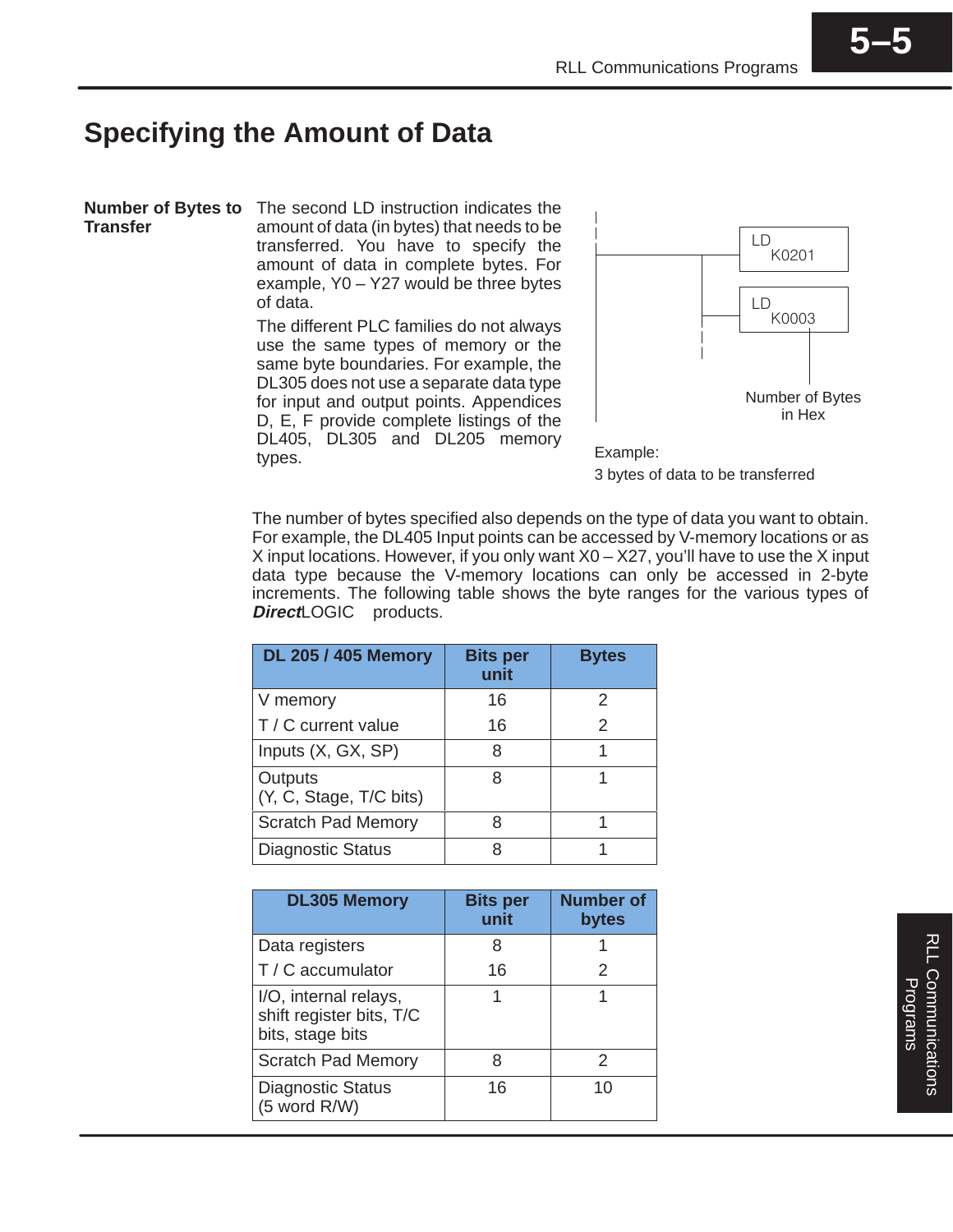# Specifying the Amount of Data

**Number of Bytes to Transfer**

The second LD instruction indicates the amount of data (in bytes) that needs to be transferred. You have to specify the amount of data in complete bytes. For example, Y0 – Y27 would be three bytes of data.

The different PLC families do not always use the same types of memory or the same byte boundaries. For example, the DL305 does not use a separate data type for input and output points. Appendices D, E, F provide complete listings of the DL405, DL305 and DL205 memory types.

```
LD
  K0201

LD
  K0003   <- Number of Bytes in Hex
```

Example:
3 bytes of data to be transferred

The number of bytes specified also depends on the type of data you want to obtain. For example, the DL405 Input points can be accessed by V-memory locations or as X input locations. However, if you only want X0 – X27, you'll have to use the X input data type because the V-memory locations can only be accessed in 2-byte increments. The following table shows the byte ranges for the various types of ***Direct***LOGIC products.

| DL 205 / 405 Memory | Bits per unit | Bytes |
|---|---|---|
| V memory | 16 | 2 |
| T / C current value | 16 | 2 |
| Inputs (X, GX, SP) | 8 | 1 |
| Outputs (Y, C, Stage, T/C bits) | 8 | 1 |
| Scratch Pad Memory | 8 | 1 |
| Diagnostic Status | 8 | 1 |

| DL305 Memory | Bits per unit | Number of bytes |
|---|---|---|
| Data registers | 8 | 1 |
| T / C accumulator | 16 | 2 |
| I/O, internal relays, shift register bits, T/C bits, stage bits | 1 | 1 |
| Scratch Pad Memory | 8 | 2 |
| Diagnostic Status (5 word R/W) | 16 | 10 |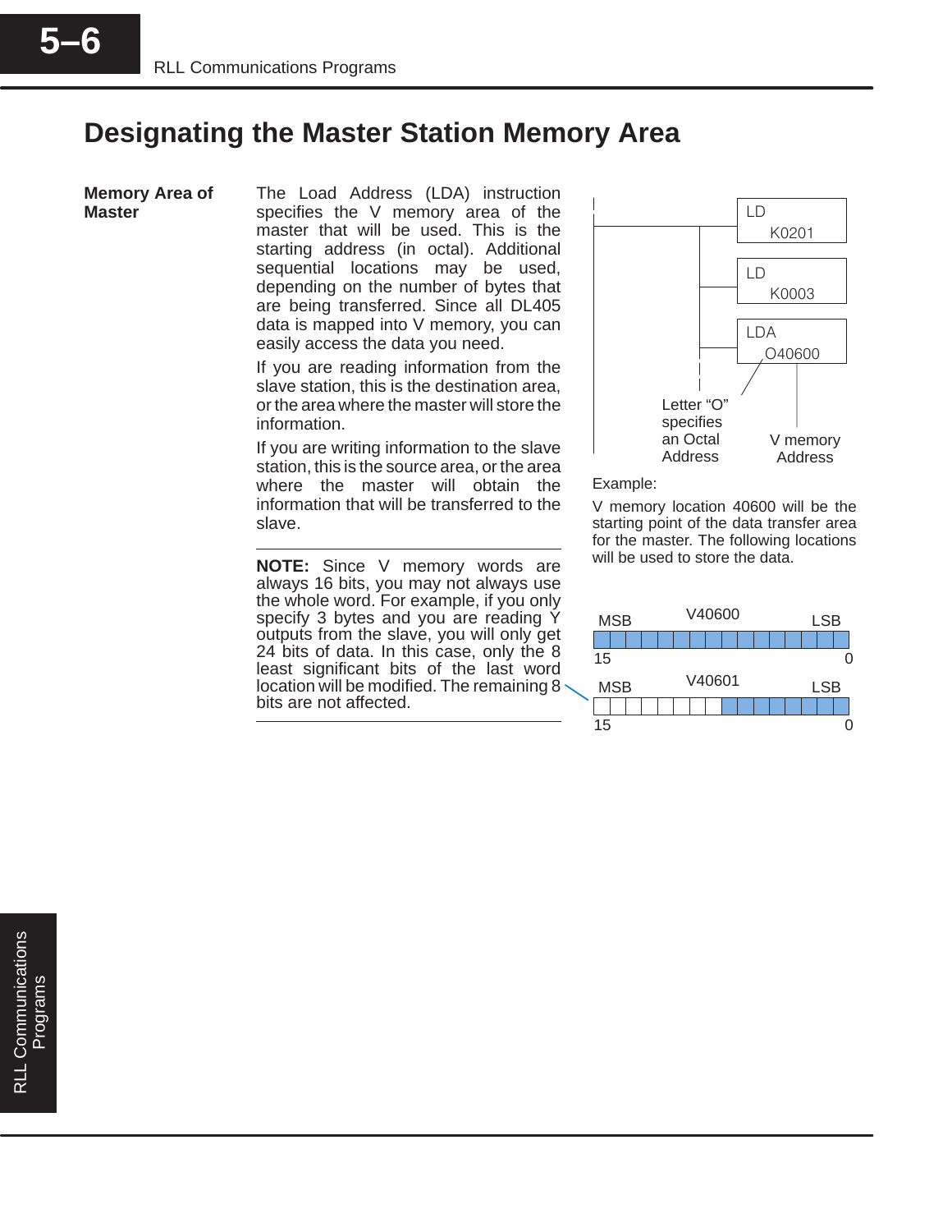# Designating the Master Station Memory Area

**Memory Area of Master**

The Load Address (LDA) instruction specifies the V memory area of the master that will be used. This is the starting address (in octal). Additional sequential locations may be used, depending on the number of bytes that are being transferred. Since all DL405 data is mapped into V memory, you can easily access the data you need.

If you are reading information from the slave station, this is the destination area, or the area where the master will store the information.

If you are writing information to the slave station, this is the source area, or the area where the master will obtain the information that will be transferred to the slave.

---

**NOTE:** Since V memory words are always 16 bits, you may not always use the whole word. For example, if you only specify 3 bytes and you are reading Y outputs from the slave, you will only get 24 bits of data. In this case, only the 8 least significant bits of the last word location will be modified. The remaining 8 bits are not affected.

---

```
LD
 K0201

LD
 K0003

LDA
 O40600
```

Letter "O" specifies an Octal Address

V memory Address

Example:

V memory location 40600 will be the starting point of the data transfer area for the master. The following locations will be used to store the data.

V40600: MSB 15 ... 0 LSB

V40601: MSB 15 ... 0 LSB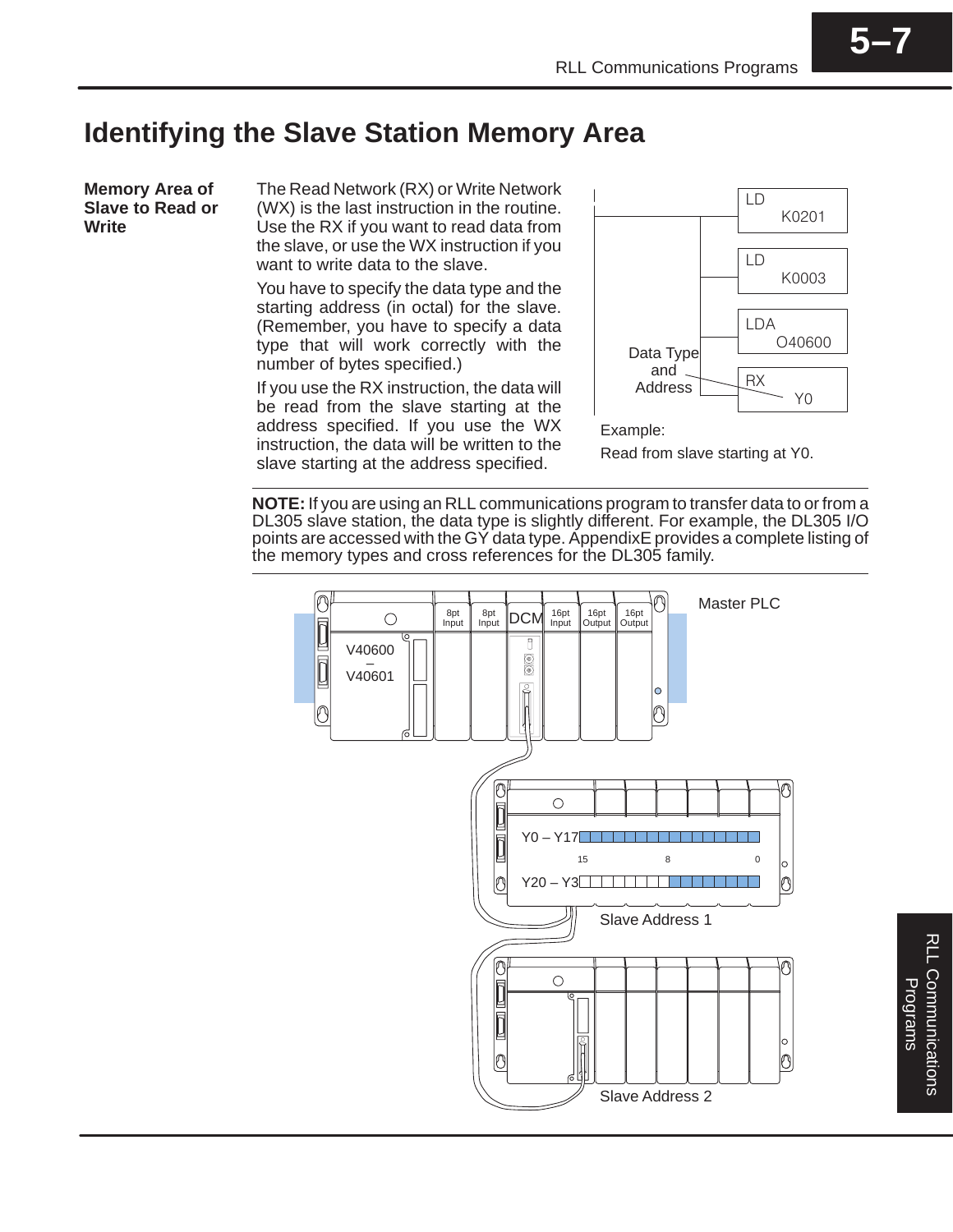# Identifying the Slave Station Memory Area

**Memory Area of Slave to Read or Write**

The Read Network (RX) or Write Network (WX) is the last instruction in the routine. Use the RX if you want to read data from the slave, or use the WX instruction if you want to write data to the slave.

You have to specify the data type and the starting address (in octal) for the slave. (Remember, you have to specify a data type that will work correctly with the number of bytes specified.)

If you use the RX instruction, the data will be read from the slave starting at the address specified. If you use the WX instruction, the data will be written to the slave starting at the address specified.

```
LD
   K0201
LD
   K0003
LDA
   O40600
RX
   Y0
```

Data Type and Address

Example:

Read from slave starting at Y0.

---

**NOTE:** If you are using an RLL communications program to transfer data to or from a DL305 slave station, the data type is slightly different. For example, the DL305 I/O points are accessed with the GY data type. AppendixE provides a complete listing of the memory types and cross references for the DL305 family.

---

Master PLC

V40600 – V40601

8pt Input | 8pt Input | DCM | 16pt Input | 16pt Output | 16pt Output

Y0 – Y17

15 8 0

Y20 – Y37

Slave Address 1

Slave Address 2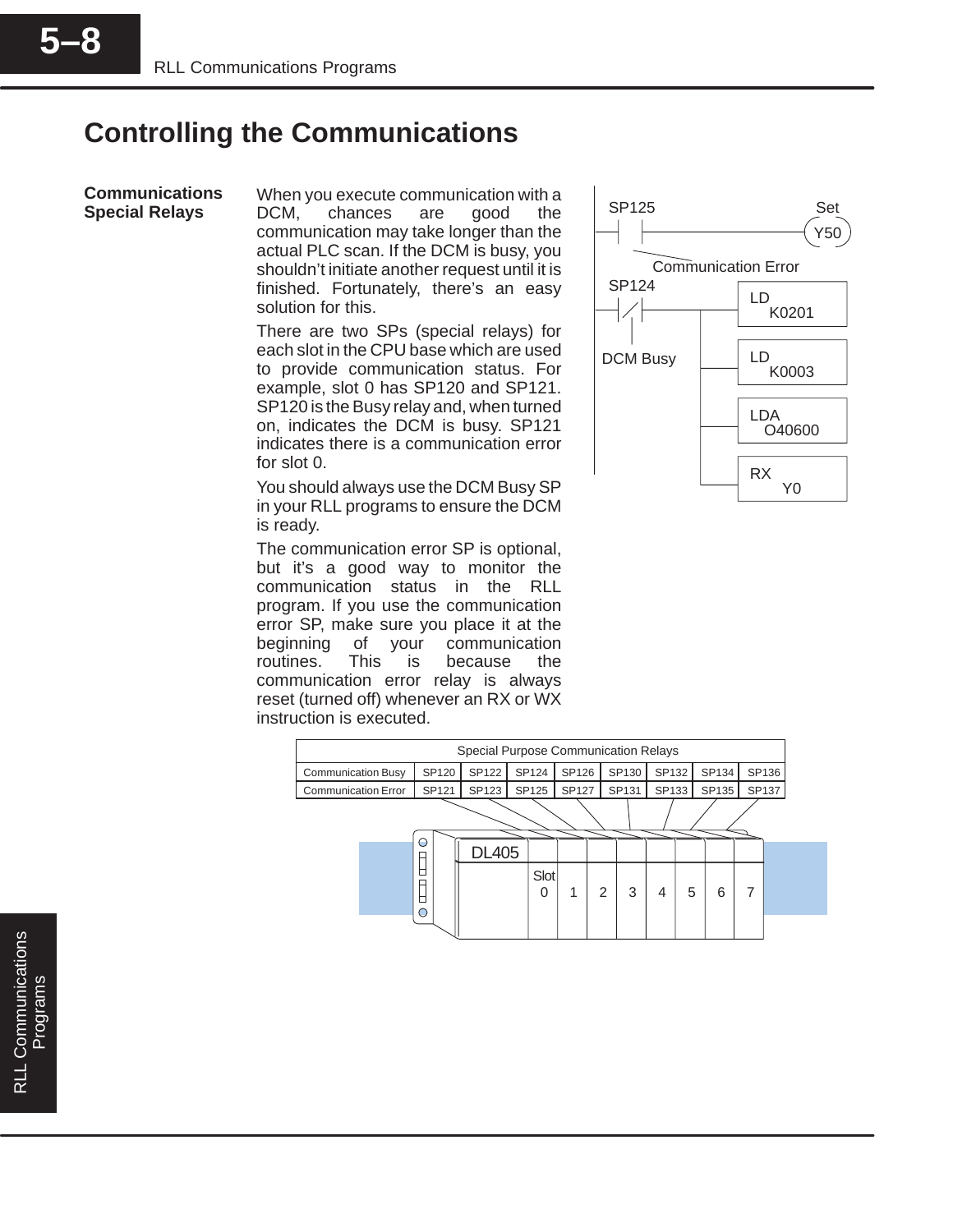## Controlling the Communications

**Communications Special Relays**

When you execute communication with a DCM, chances are good the communication may take longer than the actual PLC scan. If the DCM is busy, you shouldn't initiate another request until it is finished. Fortunately, there's an easy solution for this.

There are two SPs (special relays) for each slot in the CPU base which are used to provide communication status. For example, slot 0 has SP120 and SP121. SP120 is the Busy relay and, when turned on, indicates the DCM is busy. SP121 indicates there is a communication error for slot 0.

You should always use the DCM Busy SP in your RLL programs to ensure the DCM is ready.

The communication error SP is optional, but it's a good way to monitor the communication status in the RLL program. If you use the communication error SP, make sure you place it at the beginning of your communication routines. This is because the communication error relay is always reset (turned off) whenever an RX or WX instruction is executed.

```
SP125                                   Set
--| |-------------------------------(Y50)
  Communication Error

SP124
--|/|----+------[ LD    K0201  ]
DCM Busy |
         +------[ LD    K0003  ]
         |
         +------[ LDA   O40600 ]
         |
         +------[ RX    Y0     ]
```

| Special Purpose Communication Relays | | | | | | | | |
|---|---|---|---|---|---|---|---|---|
| Communication Busy | SP120 | SP122 | SP124 | SP126 | SP130 | SP132 | SP134 | SP136 |
| Communication Error | SP121 | SP123 | SP125 | SP127 | SP131 | SP133 | SP135 | SP137 |
| DL405 Slot | 0 | 1 | 2 | 3 | 4 | 5 | 6 | 7 |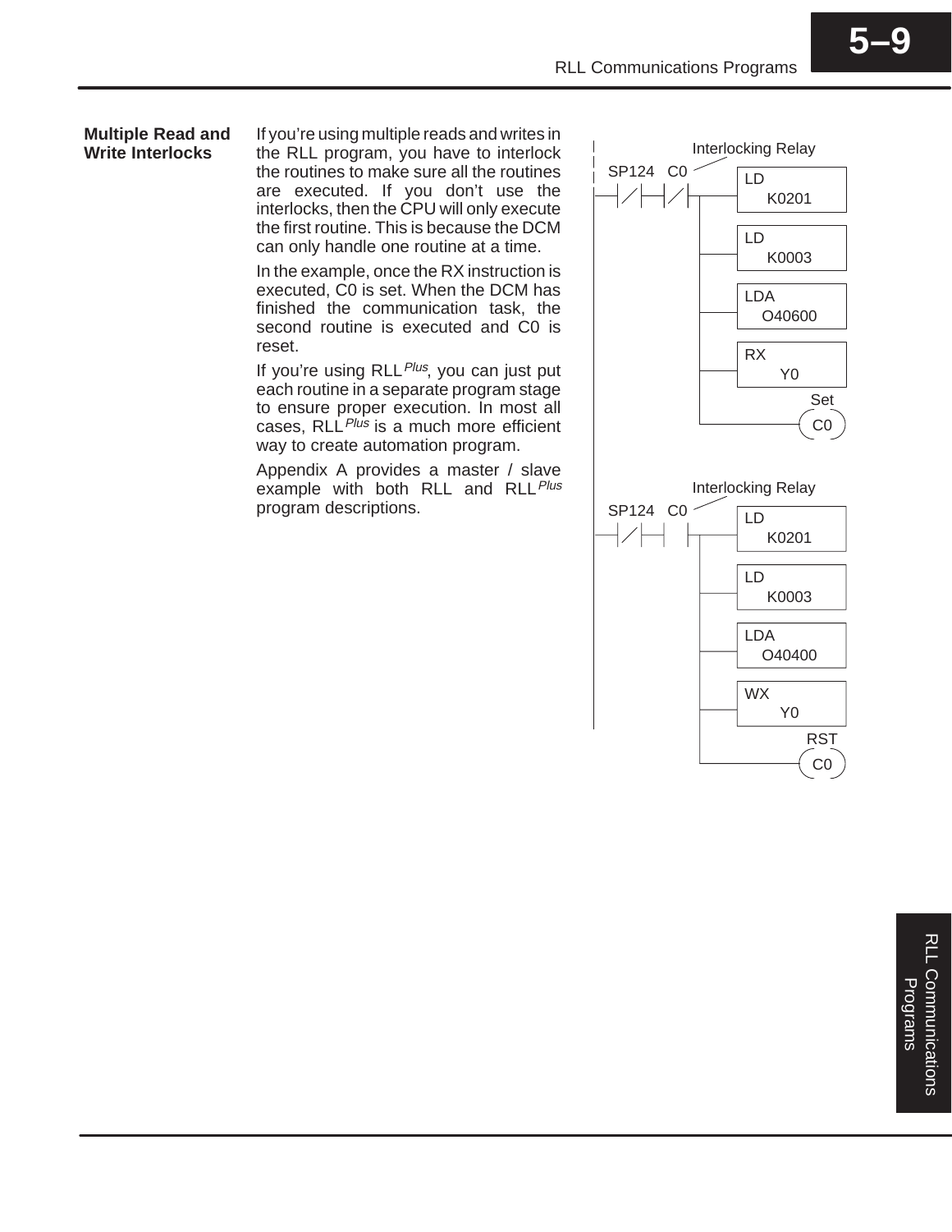## Multiple Read and Write Interlocks

If you're using multiple reads and writes in the RLL program, you have to interlock the routines to make sure all the routines are executed. If you don't use the interlocks, then the CPU will only execute the first routine. This is because the DCM can only handle one routine at a time.

In the example, once the RX instruction is executed, C0 is set. When the DCM has finished the communication task, the second routine is executed and C0 is reset.

If you're using RLL*Plus*, you can just put each routine in a separate program stage to ensure proper execution. In most all cases, RLL*Plus* is a much more efficient way to create automation program.

Appendix A provides a master / slave example with both RLL and RLL*Plus* program descriptions.

```
                 Interlocking Relay
SP124   C0
--|/|----|/|----+---[ LD    K0201 ]
                |
                +---[ LD    K0003 ]
                |
                +---[ LDA   O40600 ]
                |
                +---[ RX    Y0 ]
                |
                +-----------------( C0 )  Set

                 Interlocking Relay
SP124   C0
--|/|----| |----+---[ LD    K0201 ]
                |
                +---[ LD    K0003 ]
                |
                +---[ LDA   O40400 ]
                |
                +---[ WX    Y0 ]
                |
                +-----------------( C0 )  RST
```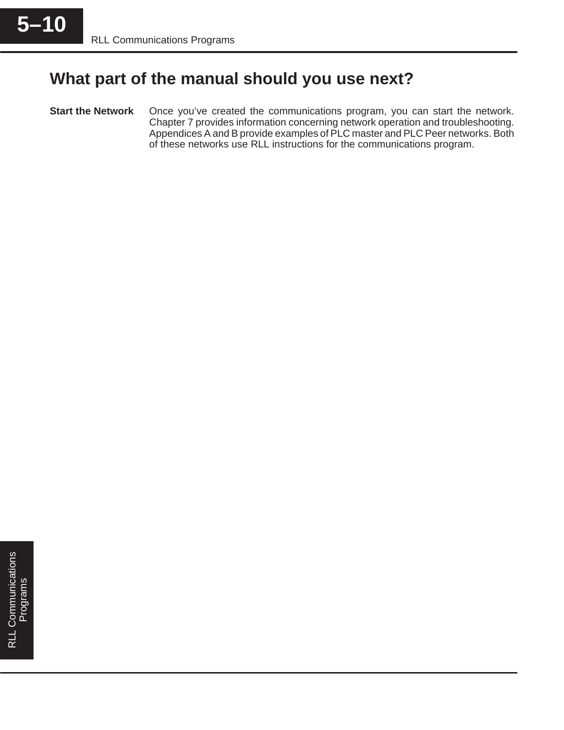## What part of the manual should you use next?

**Start the Network**

Once you've created the communications program, you can start the network. Chapter 7 provides information concerning network operation and troubleshooting. Appendices A and B provide examples of PLC master and PLC Peer networks. Both of these networks use RLL instructions for the communications program.